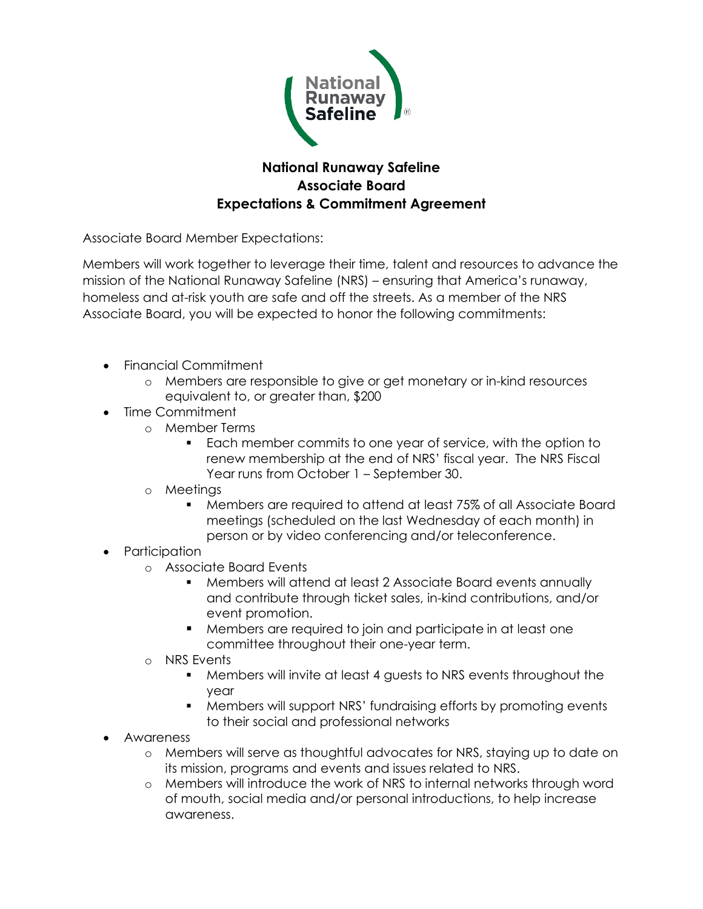# National Runaway Safeline
## Associate Board
## Expectations & Commitment Agreement

Associate Board Member Expectations:

Members will work together to leverage their time, talent and resources to advance the mission of the National Runaway Safeline (NRS) – ensuring that America's runaway, homeless and at-risk youth are safe and off the streets. As a member of the NRS Associate Board, you will be expected to honor the following commitments:

- Financial Commitment
  - Members are responsible to give or get monetary or in-kind resources equivalent to, or greater than, $200
- Time Commitment
  - Member Terms
    - Each member commits to one year of service, with the option to renew membership at the end of NRS' fiscal year. The NRS Fiscal Year runs from October 1 – September 30.
  - Meetings
    - Members are required to attend at least 75% of all Associate Board meetings (scheduled on the last Wednesday of each month) in person or by video conferencing and/or teleconference.
- Participation
  - Associate Board Events
    - Members will attend at least 2 Associate Board events annually and contribute through ticket sales, in-kind contributions, and/or event promotion.
    - Members are required to join and participate in at least one committee throughout their one-year term.
  - NRS Events
    - Members will invite at least 4 guests to NRS events throughout the year
    - Members will support NRS' fundraising efforts by promoting events to their social and professional networks
- Awareness
  - Members will serve as thoughtful advocates for NRS, staying up to date on its mission, programs and events and issues related to NRS.
  - Members will introduce the work of NRS to internal networks through word of mouth, social media and/or personal introductions, to help increase awareness.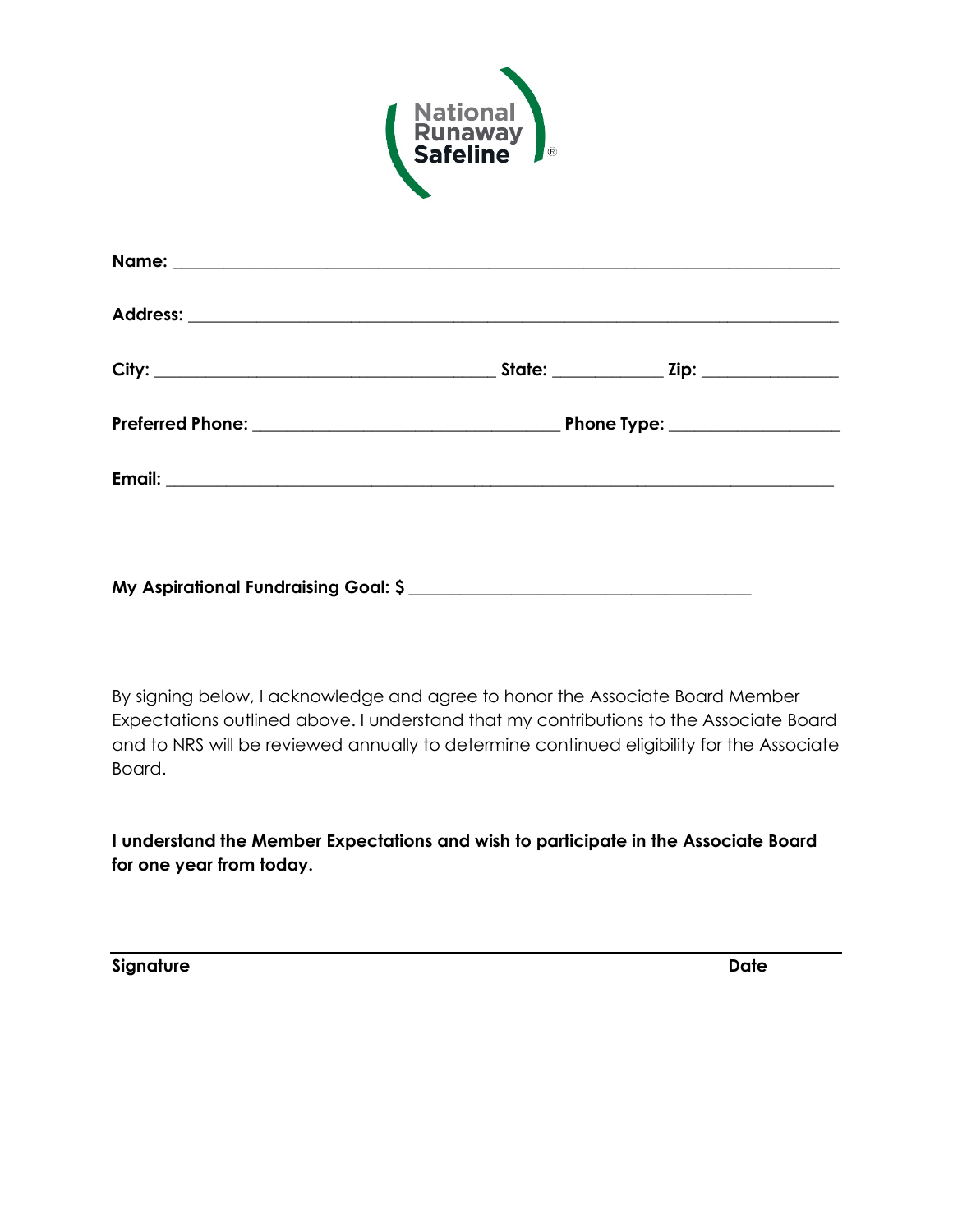National Runaway Safeline®

**Name:** ______________________________________________________________________________

**Address:** ____________________________________________________________________________

**City:** ________________________________________ **State:** _____________ **Zip:** ________________

**Preferred Phone:** ___________________________________ **Phone Type:** ____________________

**Email:** ______________________________________________________________________________

**My Aspirational Fundraising Goal: $** ________________________________________

By signing below, I acknowledge and agree to honor the Associate Board Member Expectations outlined above. I understand that my contributions to the Associate Board and to NRS will be reviewed annually to determine continued eligibility for the Associate Board.

**I understand the Member Expectations and wish to participate in the Associate Board for one year from today.**

________________________________________________________________________________

**Signature** **Date**